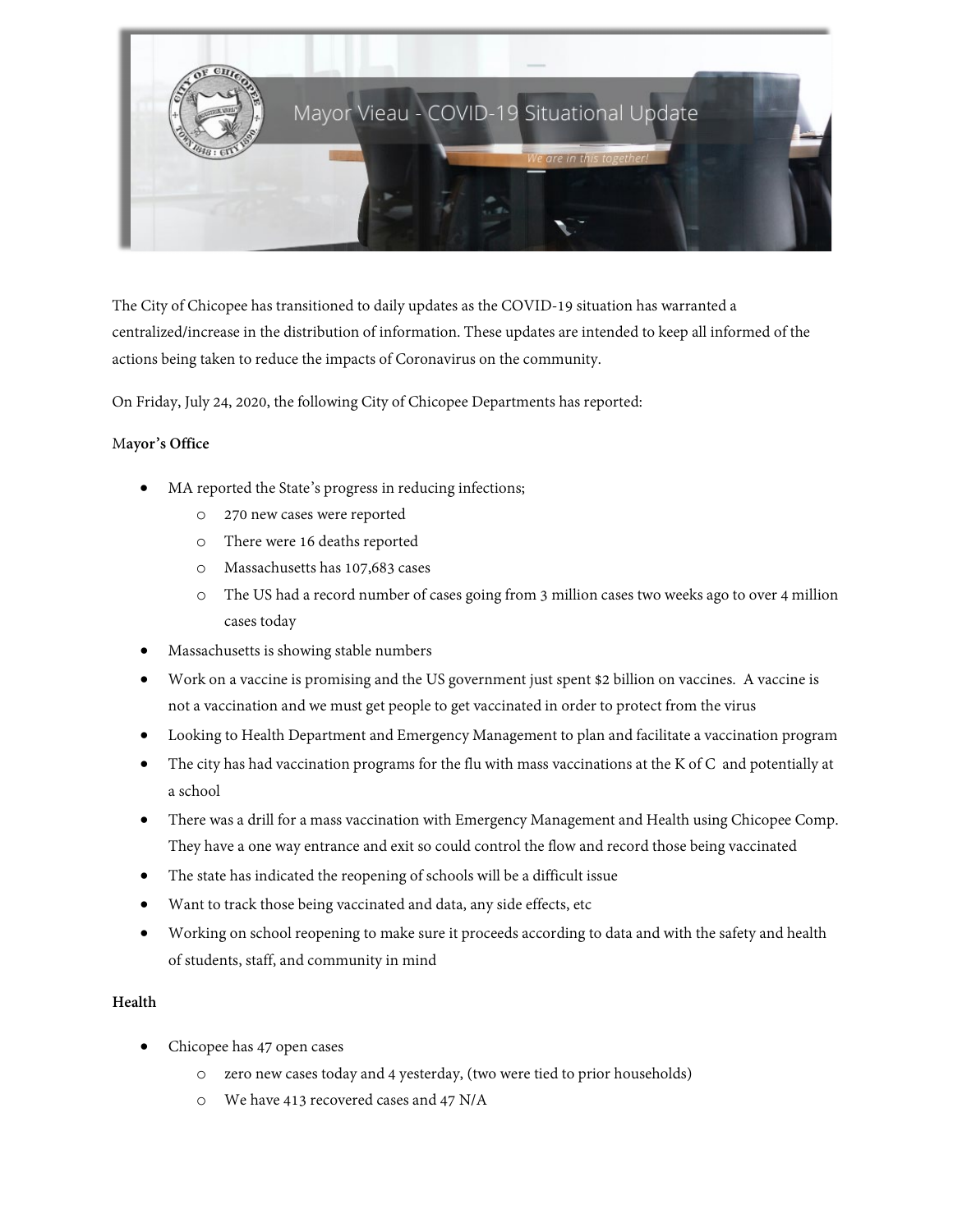# Mayor Vieau - COVID-19 Situational Update

*We are in this together!*

The City of Chicopee has transitioned to daily updates as the COVID-19 situation has warranted a centralized/increase in the distribution of information. These updates are intended to keep all informed of the actions being taken to reduce the impacts of Coronavirus on the community.

On Friday, July 24, 2020, the following City of Chicopee Departments has reported:

**Mayor's Office**

- MA reported the State's progress in reducing infections;
  - 270 new cases were reported
  - There were 16 deaths reported
  - Massachusetts has 107,683 cases
  - The US had a record number of cases going from 3 million cases two weeks ago to over 4 million cases today
- Massachusetts is showing stable numbers
- Work on a vaccine is promising and the US government just spent $2 billion on vaccines. A vaccine is not a vaccination and we must get people to get vaccinated in order to protect from the virus
- Looking to Health Department and Emergency Management to plan and facilitate a vaccination program
- The city has had vaccination programs for the flu with mass vaccinations at the K of C and potentially at a school
- There was a drill for a mass vaccination with Emergency Management and Health using Chicopee Comp. They have a one way entrance and exit so could control the flow and record those being vaccinated
- The state has indicated the reopening of schools will be a difficult issue
- Want to track those being vaccinated and data, any side effects, etc
- Working on school reopening to make sure it proceeds according to data and with the safety and health of students, staff, and community in mind

**Health**

- Chicopee has 47 open cases
  - zero new cases today and 4 yesterday, (two were tied to prior households)
  - We have 413 recovered cases and 47 N/A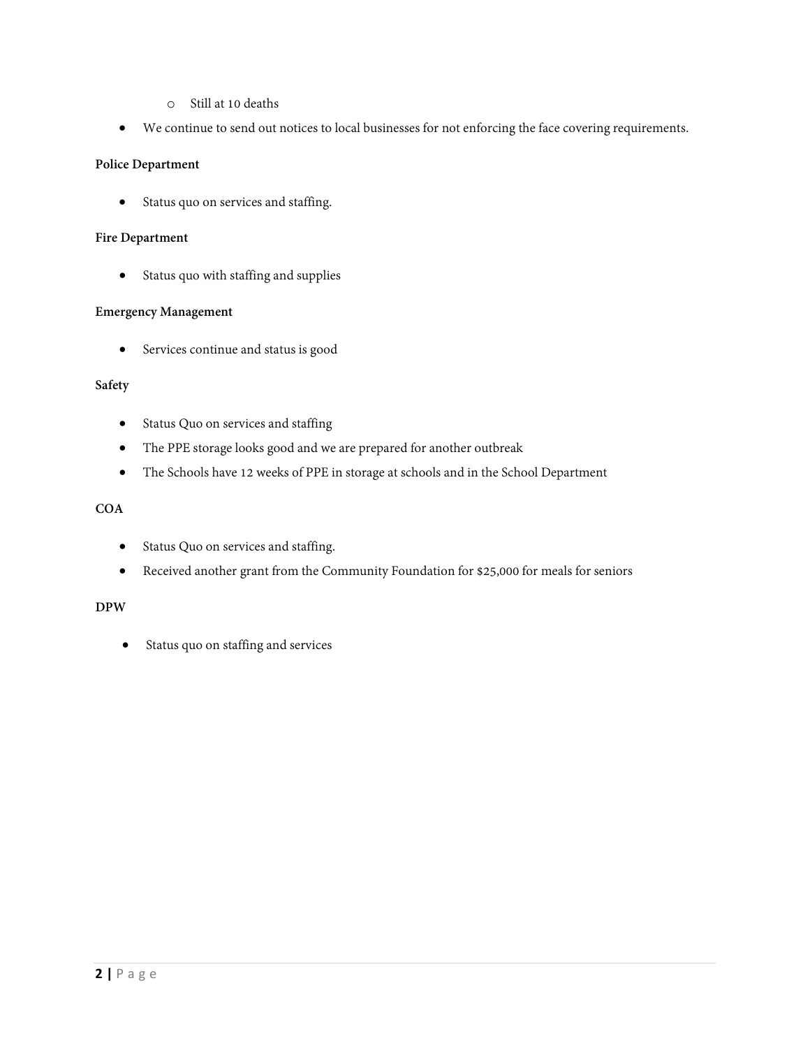- Still at 10 deaths
- We continue to send out notices to local businesses for not enforcing the face covering requirements.

**Police Department**

- Status quo on services and staffing.

**Fire Department**

- Status quo with staffing and supplies

**Emergency Management**

- Services continue and status is good

**Safety**

- Status Quo on services and staffing
- The PPE storage looks good and we are prepared for another outbreak
- The Schools have 12 weeks of PPE in storage at schools and in the School Department

**COA**

- Status Quo on services and staffing.
- Received another grant from the Community Foundation for $25,000 for meals for seniors

**DPW**

- Status quo on staffing and services